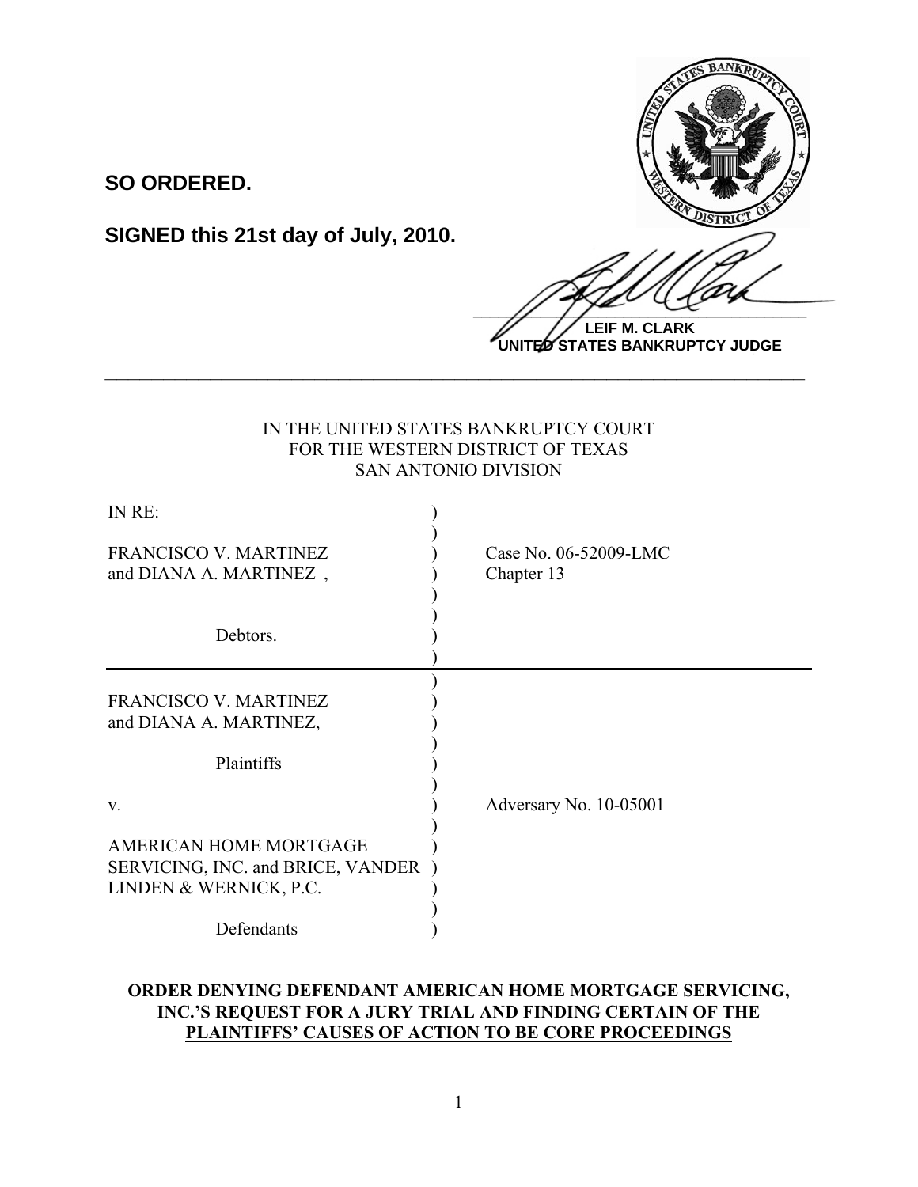**SO ORDERED.**

**SIGNED this 21st day of July, 2010.**

**LEIF M. CLARK**
**UNITED STATES BANKRUPTCY JUDGE**

---

IN THE UNITED STATES BANKRUPTCY COURT
FOR THE WESTERN DISTRICT OF TEXAS
SAN ANTONIO DIVISION

IN RE:

FRANCISCO V. MARTINEZ and DIANA A. MARTINEZ,

Debtors.

Case No. 06-52009-LMC
Chapter 13

---

FRANCISCO V. MARTINEZ and DIANA A. MARTINEZ,

Plaintiffs

v.

AMERICAN HOME MORTGAGE SERVICING, INC. and BRICE, VANDER LINDEN & WERNICK, P.C.

Defendants

Adversary No. 10-05001

**ORDER DENYING DEFENDANT AMERICAN HOME MORTGAGE SERVICING, INC.'S REQUEST FOR A JURY TRIAL AND FINDING CERTAIN OF THE PLAINTIFFS' CAUSES OF ACTION TO BE CORE PROCEEDINGS**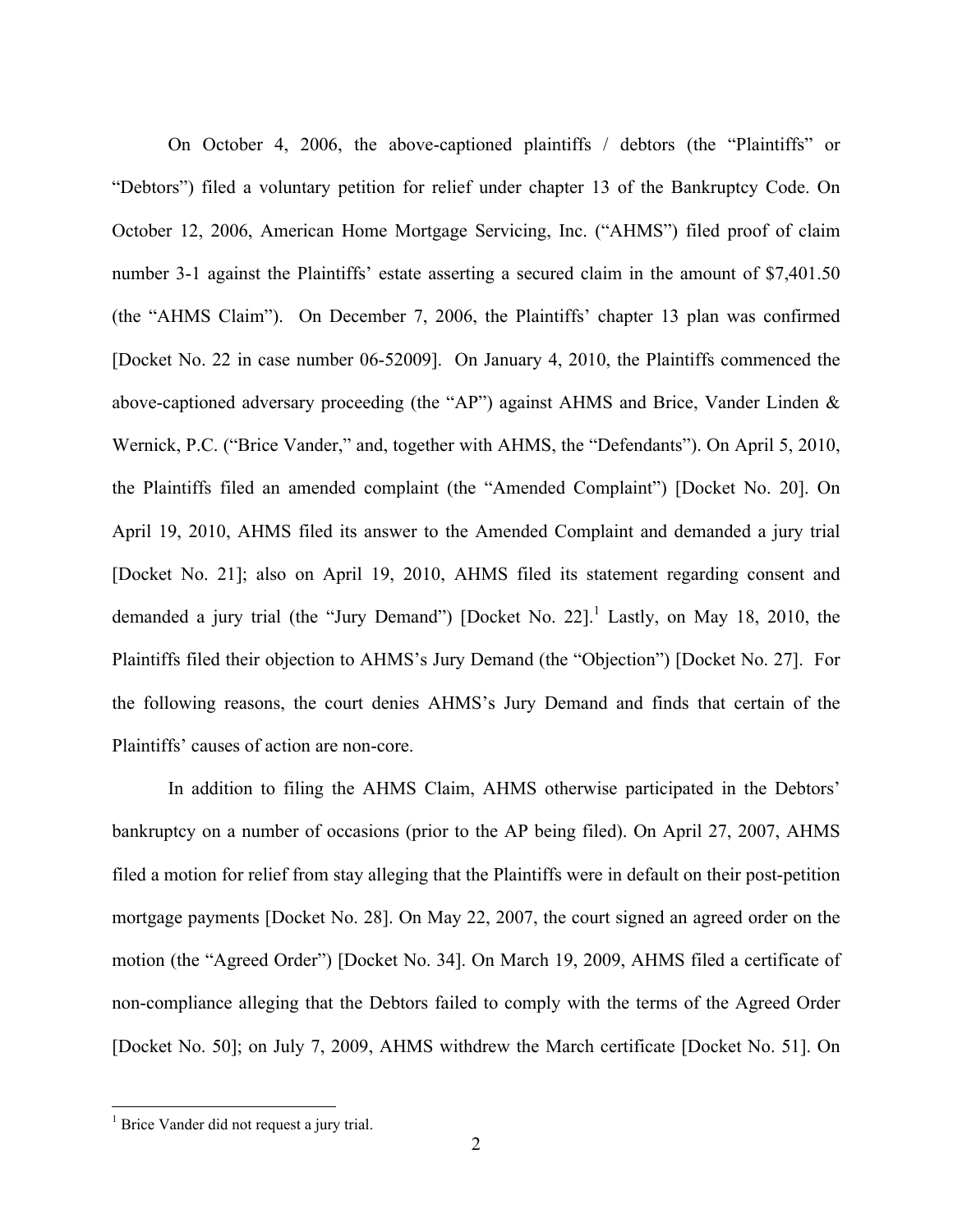On October 4, 2006, the above-captioned plaintiffs / debtors (the "Plaintiffs" or "Debtors") filed a voluntary petition for relief under chapter 13 of the Bankruptcy Code. On October 12, 2006, American Home Mortgage Servicing, Inc. ("AHMS") filed proof of claim number 3-1 against the Plaintiffs' estate asserting a secured claim in the amount of $7,401.50 (the "AHMS Claim"). On December 7, 2006, the Plaintiffs' chapter 13 plan was confirmed [Docket No. 22 in case number 06-52009]. On January 4, 2010, the Plaintiffs commenced the above-captioned adversary proceeding (the "AP") against AHMS and Brice, Vander Linden & Wernick, P.C. ("Brice Vander," and, together with AHMS, the "Defendants"). On April 5, 2010, the Plaintiffs filed an amended complaint (the "Amended Complaint") [Docket No. 20]. On April 19, 2010, AHMS filed its answer to the Amended Complaint and demanded a jury trial [Docket No. 21]; also on April 19, 2010, AHMS filed its statement regarding consent and demanded a jury trial (the "Jury Demand") [Docket No. 22].[1] Lastly, on May 18, 2010, the Plaintiffs filed their objection to AHMS's Jury Demand (the "Objection") [Docket No. 27]. For the following reasons, the court denies AHMS's Jury Demand and finds that certain of the Plaintiffs' causes of action are non-core.

In addition to filing the AHMS Claim, AHMS otherwise participated in the Debtors' bankruptcy on a number of occasions (prior to the AP being filed). On April 27, 2007, AHMS filed a motion for relief from stay alleging that the Plaintiffs were in default on their post-petition mortgage payments [Docket No. 28]. On May 22, 2007, the court signed an agreed order on the motion (the "Agreed Order") [Docket No. 34]. On March 19, 2009, AHMS filed a certificate of non-compliance alleging that the Debtors failed to comply with the terms of the Agreed Order [Docket No. 50]; on July 7, 2009, AHMS withdrew the March certificate [Docket No. 51]. On

---

[1] Brice Vander did not request a jury trial.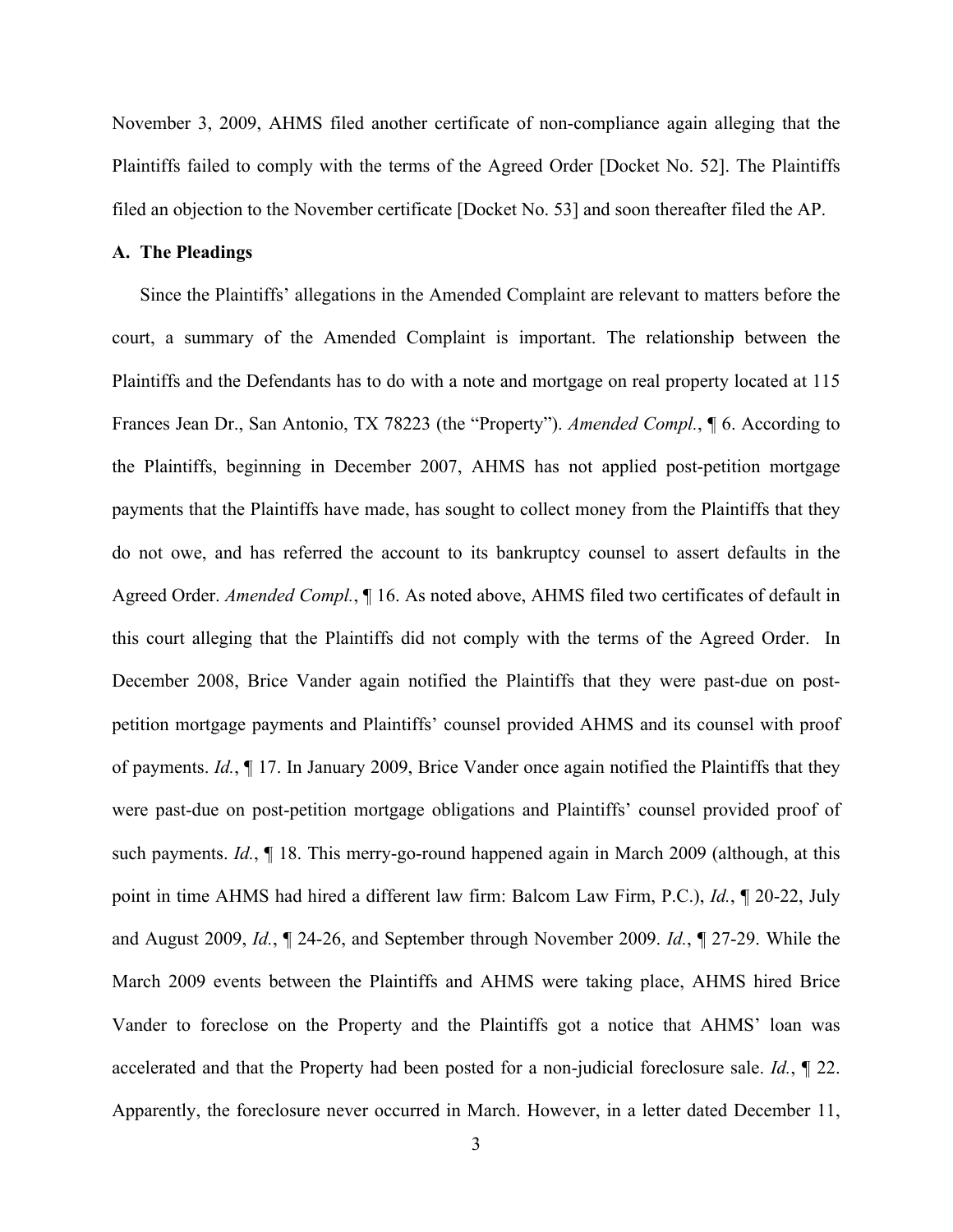November 3, 2009, AHMS filed another certificate of non-compliance again alleging that the Plaintiffs failed to comply with the terms of the Agreed Order [Docket No. 52]. The Plaintiffs filed an objection to the November certificate [Docket No. 53] and soon thereafter filed the AP.

**A. The Pleadings**

Since the Plaintiffs' allegations in the Amended Complaint are relevant to matters before the court, a summary of the Amended Complaint is important. The relationship between the Plaintiffs and the Defendants has to do with a note and mortgage on real property located at 115 Frances Jean Dr., San Antonio, TX 78223 (the "Property"). *Amended Compl.*, ¶ 6. According to the Plaintiffs, beginning in December 2007, AHMS has not applied post-petition mortgage payments that the Plaintiffs have made, has sought to collect money from the Plaintiffs that they do not owe, and has referred the account to its bankruptcy counsel to assert defaults in the Agreed Order. *Amended Compl.*, ¶ 16. As noted above, AHMS filed two certificates of default in this court alleging that the Plaintiffs did not comply with the terms of the Agreed Order. In December 2008, Brice Vander again notified the Plaintiffs that they were past-due on post-petition mortgage payments and Plaintiffs' counsel provided AHMS and its counsel with proof of payments. *Id.*, ¶ 17. In January 2009, Brice Vander once again notified the Plaintiffs that they were past-due on post-petition mortgage obligations and Plaintiffs' counsel provided proof of such payments. *Id.*, ¶ 18. This merry-go-round happened again in March 2009 (although, at this point in time AHMS had hired a different law firm: Balcom Law Firm, P.C.), *Id.*, ¶ 20-22, July and August 2009, *Id.*, ¶ 24-26, and September through November 2009. *Id.*, ¶ 27-29. While the March 2009 events between the Plaintiffs and AHMS were taking place, AHMS hired Brice Vander to foreclose on the Property and the Plaintiffs got a notice that AHMS' loan was accelerated and that the Property had been posted for a non-judicial foreclosure sale. *Id.*, ¶ 22. Apparently, the foreclosure never occurred in March. However, in a letter dated December 11,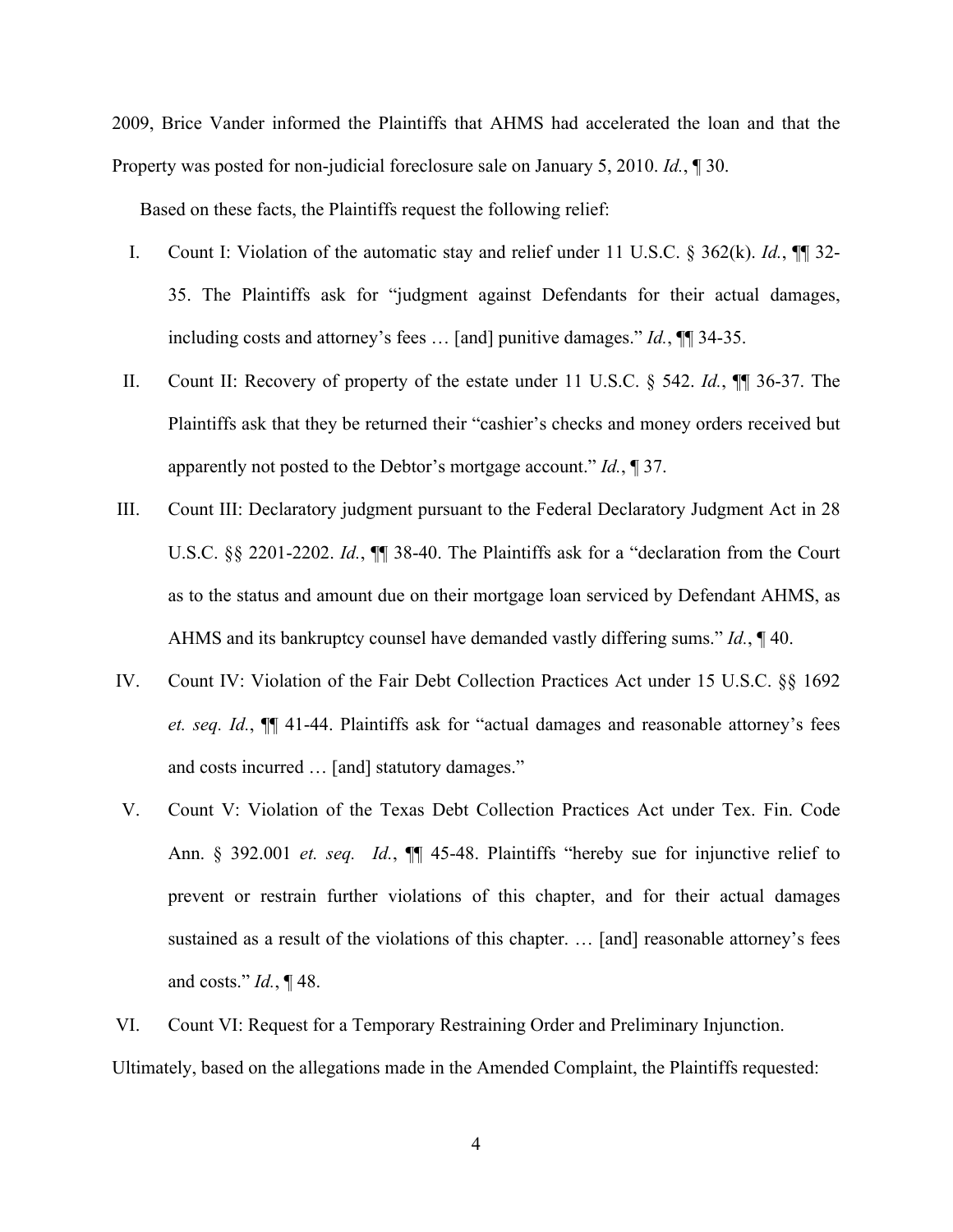2009, Brice Vander informed the Plaintiffs that AHMS had accelerated the loan and that the Property was posted for non-judicial foreclosure sale on January 5, 2010. *Id.*, ¶ 30.

Based on these facts, the Plaintiffs request the following relief:

I. Count I: Violation of the automatic stay and relief under 11 U.S.C. § 362(k). *Id.*, ¶¶ 32-35. The Plaintiffs ask for "judgment against Defendants for their actual damages, including costs and attorney's fees … [and] punitive damages." *Id.*, ¶¶ 34-35.

II. Count II: Recovery of property of the estate under 11 U.S.C. § 542. *Id.*, ¶¶ 36-37. The Plaintiffs ask that they be returned their "cashier's checks and money orders received but apparently not posted to the Debtor's mortgage account." *Id.*, ¶ 37.

III. Count III: Declaratory judgment pursuant to the Federal Declaratory Judgment Act in 28 U.S.C. §§ 2201-2202. *Id.*, ¶¶ 38-40. The Plaintiffs ask for a "declaration from the Court as to the status and amount due on their mortgage loan serviced by Defendant AHMS, as AHMS and its bankruptcy counsel have demanded vastly differing sums." *Id.*, ¶ 40.

IV. Count IV: Violation of the Fair Debt Collection Practices Act under 15 U.S.C. §§ 1692 *et. seq. Id.*, ¶¶ 41-44. Plaintiffs ask for "actual damages and reasonable attorney's fees and costs incurred … [and] statutory damages."

V. Count V: Violation of the Texas Debt Collection Practices Act under Tex. Fin. Code Ann. § 392.001 *et. seq. Id.*, ¶¶ 45-48. Plaintiffs "hereby sue for injunctive relief to prevent or restrain further violations of this chapter, and for their actual damages sustained as a result of the violations of this chapter. … [and] reasonable attorney's fees and costs." *Id.*, ¶ 48.

VI. Count VI: Request for a Temporary Restraining Order and Preliminary Injunction.

Ultimately, based on the allegations made in the Amended Complaint, the Plaintiffs requested: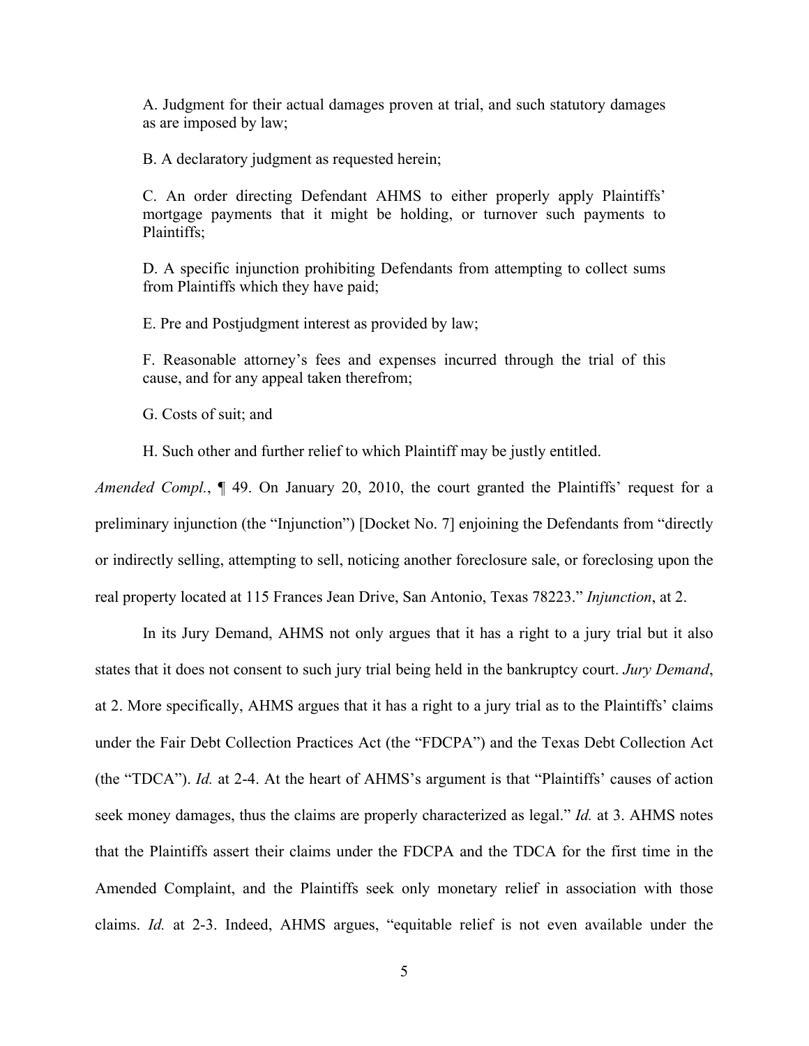A. Judgment for their actual damages proven at trial, and such statutory damages as are imposed by law;

B. A declaratory judgment as requested herein;

C. An order directing Defendant AHMS to either properly apply Plaintiffs' mortgage payments that it might be holding, or turnover such payments to Plaintiffs;

D. A specific injunction prohibiting Defendants from attempting to collect sums from Plaintiffs which they have paid;

E. Pre and Postjudgment interest as provided by law;

F. Reasonable attorney's fees and expenses incurred through the trial of this cause, and for any appeal taken therefrom;

G. Costs of suit; and

H. Such other and further relief to which Plaintiff may be justly entitled.

*Amended Compl.*, ¶ 49. On January 20, 2010, the court granted the Plaintiffs' request for a preliminary injunction (the "Injunction") [Docket No. 7] enjoining the Defendants from "directly or indirectly selling, attempting to sell, noticing another foreclosure sale, or foreclosing upon the real property located at 115 Frances Jean Drive, San Antonio, Texas 78223." *Injunction*, at 2.

In its Jury Demand, AHMS not only argues that it has a right to a jury trial but it also states that it does not consent to such jury trial being held in the bankruptcy court. *Jury Demand*, at 2. More specifically, AHMS argues that it has a right to a jury trial as to the Plaintiffs' claims under the Fair Debt Collection Practices Act (the "FDCPA") and the Texas Debt Collection Act (the "TDCA"). *Id.* at 2-4. At the heart of AHMS's argument is that "Plaintiffs' causes of action seek money damages, thus the claims are properly characterized as legal." *Id.* at 3. AHMS notes that the Plaintiffs assert their claims under the FDCPA and the TDCA for the first time in the Amended Complaint, and the Plaintiffs seek only monetary relief in association with those claims. *Id.* at 2-3. Indeed, AHMS argues, "equitable relief is not even available under the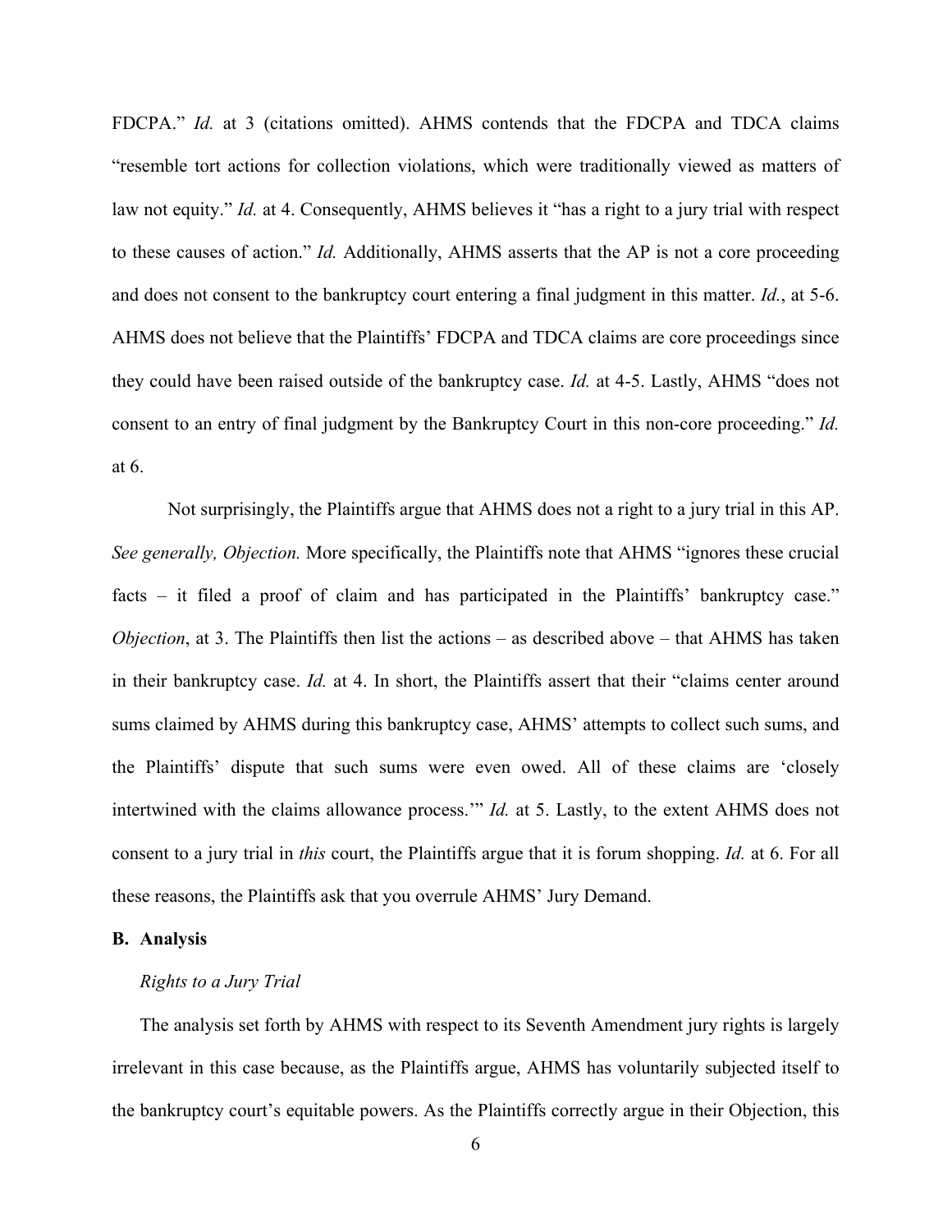FDCPA." *Id.* at 3 (citations omitted). AHMS contends that the FDCPA and TDCA claims "resemble tort actions for collection violations, which were traditionally viewed as matters of law not equity." *Id.* at 4. Consequently, AHMS believes it "has a right to a jury trial with respect to these causes of action." *Id.* Additionally, AHMS asserts that the AP is not a core proceeding and does not consent to the bankruptcy court entering a final judgment in this matter. *Id.*, at 5-6. AHMS does not believe that the Plaintiffs' FDCPA and TDCA claims are core proceedings since they could have been raised outside of the bankruptcy case. *Id.* at 4-5. Lastly, AHMS "does not consent to an entry of final judgment by the Bankruptcy Court in this non-core proceeding." *Id.* at 6.

Not surprisingly, the Plaintiffs argue that AHMS does not a right to a jury trial in this AP. *See generally, Objection.* More specifically, the Plaintiffs note that AHMS "ignores these crucial facts – it filed a proof of claim and has participated in the Plaintiffs' bankruptcy case." *Objection*, at 3. The Plaintiffs then list the actions – as described above – that AHMS has taken in their bankruptcy case. *Id.* at 4. In short, the Plaintiffs assert that their "claims center around sums claimed by AHMS during this bankruptcy case, AHMS' attempts to collect such sums, and the Plaintiffs' dispute that such sums were even owed. All of these claims are 'closely intertwined with the claims allowance process.'" *Id.* at 5. Lastly, to the extent AHMS does not consent to a jury trial in *this* court, the Plaintiffs argue that it is forum shopping. *Id.* at 6. For all these reasons, the Plaintiffs ask that you overrule AHMS' Jury Demand.

**B. Analysis**

*Rights to a Jury Trial*

The analysis set forth by AHMS with respect to its Seventh Amendment jury rights is largely irrelevant in this case because, as the Plaintiffs argue, AHMS has voluntarily subjected itself to the bankruptcy court's equitable powers. As the Plaintiffs correctly argue in their Objection, this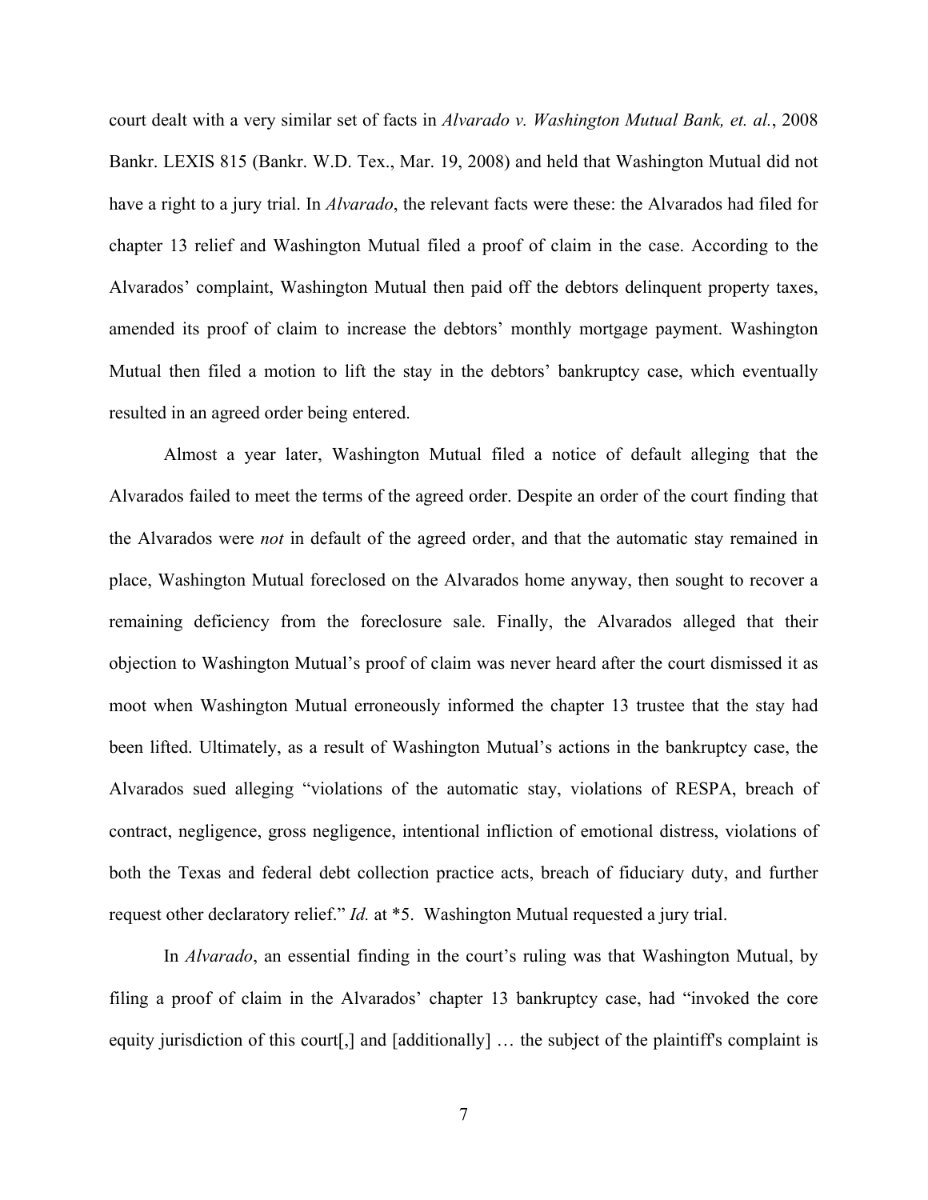court dealt with a very similar set of facts in *Alvarado v. Washington Mutual Bank, et. al.*, 2008 Bankr. LEXIS 815 (Bankr. W.D. Tex., Mar. 19, 2008) and held that Washington Mutual did not have a right to a jury trial. In *Alvarado*, the relevant facts were these: the Alvarados had filed for chapter 13 relief and Washington Mutual filed a proof of claim in the case. According to the Alvarados' complaint, Washington Mutual then paid off the debtors delinquent property taxes, amended its proof of claim to increase the debtors' monthly mortgage payment. Washington Mutual then filed a motion to lift the stay in the debtors' bankruptcy case, which eventually resulted in an agreed order being entered.

Almost a year later, Washington Mutual filed a notice of default alleging that the Alvarados failed to meet the terms of the agreed order. Despite an order of the court finding that the Alvarados were *not* in default of the agreed order, and that the automatic stay remained in place, Washington Mutual foreclosed on the Alvarados home anyway, then sought to recover a remaining deficiency from the foreclosure sale. Finally, the Alvarados alleged that their objection to Washington Mutual's proof of claim was never heard after the court dismissed it as moot when Washington Mutual erroneously informed the chapter 13 trustee that the stay had been lifted. Ultimately, as a result of Washington Mutual's actions in the bankruptcy case, the Alvarados sued alleging "violations of the automatic stay, violations of RESPA, breach of contract, negligence, gross negligence, intentional infliction of emotional distress, violations of both the Texas and federal debt collection practice acts, breach of fiduciary duty, and further request other declaratory relief." *Id.* at *5. Washington Mutual requested a jury trial.

In *Alvarado*, an essential finding in the court's ruling was that Washington Mutual, by filing a proof of claim in the Alvarados' chapter 13 bankruptcy case, had "invoked the core equity jurisdiction of this court[,] and [additionally] … the subject of the plaintiff's complaint is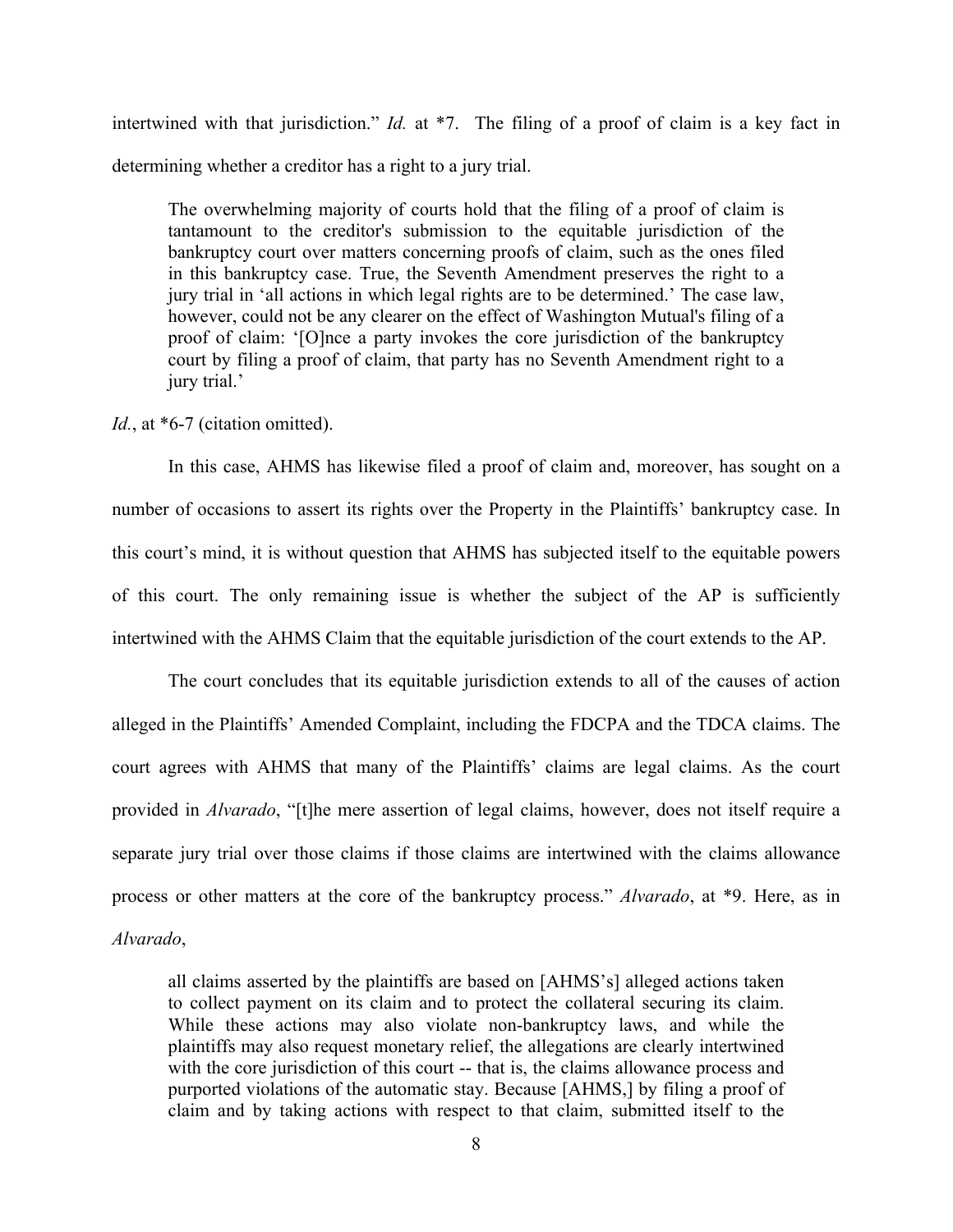intertwined with that jurisdiction." *Id.* at *7. The filing of a proof of claim is a key fact in determining whether a creditor has a right to a jury trial.

> The overwhelming majority of courts hold that the filing of a proof of claim is tantamount to the creditor's submission to the equitable jurisdiction of the bankruptcy court over matters concerning proofs of claim, such as the ones filed in this bankruptcy case. True, the Seventh Amendment preserves the right to a jury trial in 'all actions in which legal rights are to be determined.' The case law, however, could not be any clearer on the effect of Washington Mutual's filing of a proof of claim: '[O]nce a party invokes the core jurisdiction of the bankruptcy court by filing a proof of claim, that party has no Seventh Amendment right to a jury trial.'

*Id.*, at *6-7 (citation omitted).

In this case, AHMS has likewise filed a proof of claim and, moreover, has sought on a number of occasions to assert its rights over the Property in the Plaintiffs' bankruptcy case. In this court's mind, it is without question that AHMS has subjected itself to the equitable powers of this court. The only remaining issue is whether the subject of the AP is sufficiently intertwined with the AHMS Claim that the equitable jurisdiction of the court extends to the AP.

The court concludes that its equitable jurisdiction extends to all of the causes of action alleged in the Plaintiffs' Amended Complaint, including the FDCPA and the TDCA claims. The court agrees with AHMS that many of the Plaintiffs' claims are legal claims. As the court provided in *Alvarado*, "[t]he mere assertion of legal claims, however, does not itself require a separate jury trial over those claims if those claims are intertwined with the claims allowance process or other matters at the core of the bankruptcy process." *Alvarado*, at *9. Here, as in *Alvarado*,

> all claims asserted by the plaintiffs are based on [AHMS's] alleged actions taken to collect payment on its claim and to protect the collateral securing its claim. While these actions may also violate non-bankruptcy laws, and while the plaintiffs may also request monetary relief, the allegations are clearly intertwined with the core jurisdiction of this court -- that is, the claims allowance process and purported violations of the automatic stay. Because [AHMS,] by filing a proof of claim and by taking actions with respect to that claim, submitted itself to the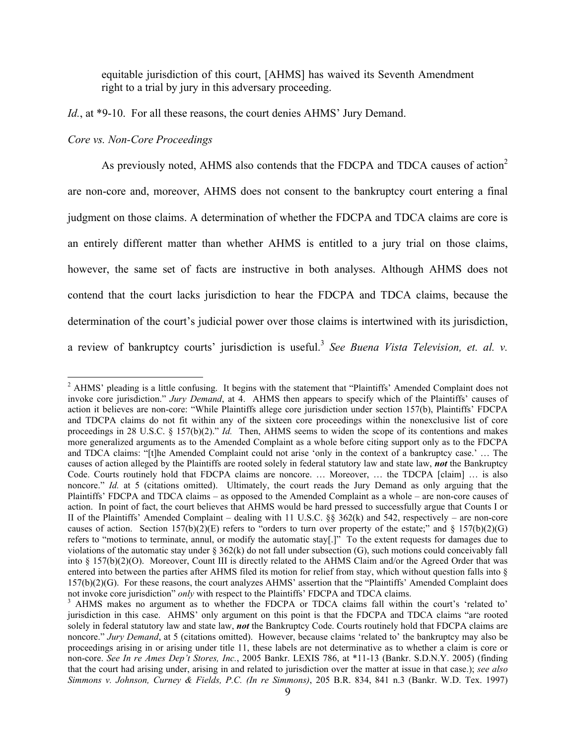> equitable jurisdiction of this court, [AHMS] has waived its Seventh Amendment right to a trial by jury in this adversary proceeding.

*Id.*, at *9-10. For all these reasons, the court denies AHMS' Jury Demand.

*Core vs. Non-Core Proceedings*

As previously noted, AHMS also contends that the FDCPA and TDCA causes of action[2] are non-core and, moreover, AHMS does not consent to the bankruptcy court entering a final judgment on those claims. A determination of whether the FDCPA and TDCA claims are core is an entirely different matter than whether AHMS is entitled to a jury trial on those claims, however, the same set of facts are instructive in both analyses. Although AHMS does not contend that the court lacks jurisdiction to hear the FDCPA and TDCA claims, because the determination of the court's judicial power over those claims is intertwined with its jurisdiction, a review of bankruptcy courts' jurisdiction is useful.[3] *See Buena Vista Television, et. al. v.*

---

[2] AHMS' pleading is a little confusing. It begins with the statement that "Plaintiffs' Amended Complaint does not invoke core jurisdiction." *Jury Demand*, at 4. AHMS then appears to specify which of the Plaintiffs' causes of action it believes are non-core: "While Plaintiffs allege core jurisdiction under section 157(b), Plaintiffs' FDCPA and TDCPA claims do not fit within any of the sixteen core proceedings within the nonexclusive list of core proceedings in 28 U.S.C. § 157(b)(2)." *Id.* Then, AHMS seems to widen the scope of its contentions and makes more generalized arguments as to the Amended Complaint as a whole before citing support only as to the FDCPA and TDCA claims: "[t]he Amended Complaint could not arise 'only in the context of a bankruptcy case.' … The causes of action alleged by the Plaintiffs are rooted solely in federal statutory law and state law, ***not*** the Bankruptcy Code. Courts routinely hold that FDCPA claims are noncore. … Moreover, … the TDCPA [claim] … is also noncore." *Id.* at 5 (citations omitted). Ultimately, the court reads the Jury Demand as only arguing that the Plaintiffs' FDCPA and TDCA claims – as opposed to the Amended Complaint as a whole – are non-core causes of action. In point of fact, the court believes that AHMS would be hard pressed to successfully argue that Counts I or II of the Plaintiffs' Amended Complaint – dealing with 11 U.S.C. §§ 362(k) and 542, respectively – are non-core causes of action. Section 157(b)(2)(E) refers to "orders to turn over property of the estate;" and § 157(b)(2)(G) refers to "motions to terminate, annul, or modify the automatic stay[.]" To the extent requests for damages due to violations of the automatic stay under § 362(k) do not fall under subsection (G), such motions could conceivably fall into § 157(b)(2)(O). Moreover, Count III is directly related to the AHMS Claim and/or the Agreed Order that was entered into between the parties after AHMS filed its motion for relief from stay, which without question falls into § 157(b)(2)(G). For these reasons, the court analyzes AHMS' assertion that the "Plaintiffs' Amended Complaint does not invoke core jurisdiction" *only* with respect to the Plaintiffs' FDCPA and TDCA claims.

[3] AHMS makes no argument as to whether the FDCPA or TDCA claims fall within the court's 'related to' jurisdiction in this case. AHMS' only argument on this point is that the FDCPA and TDCA claims "are rooted solely in federal statutory law and state law, ***not*** the Bankruptcy Code. Courts routinely hold that FDCPA claims are noncore." *Jury Demand*, at 5 (citations omitted). However, because claims 'related to' the bankruptcy may also be proceedings arising in or arising under title 11, these labels are not determinative as to whether a claim is core or non-core. *See In re Ames Dep't Stores, Inc.*, 2005 Bankr. LEXIS 786, at *11-13 (Bankr. S.D.N.Y. 2005) (finding that the court had arising under, arising in and related to jurisdiction over the matter at issue in that case.); *see also Simmons v. Johnson, Curney & Fields, P.C. (In re Simmons)*, 205 B.R. 834, 841 n.3 (Bankr. W.D. Tex. 1997)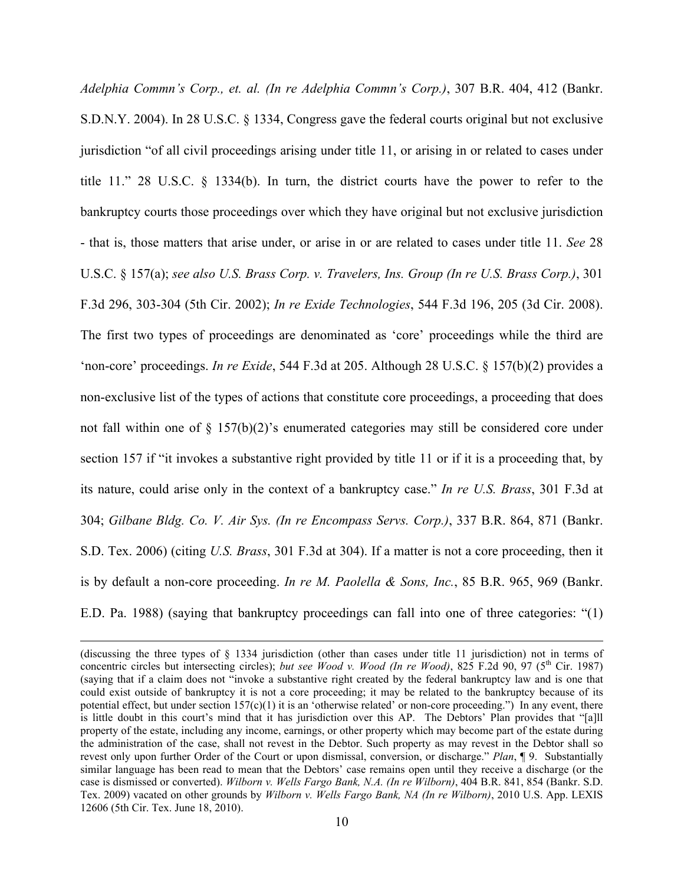*Adelphia Commn's Corp., et. al. (In re Adelphia Commn's Corp.)*, 307 B.R. 404, 412 (Bankr. S.D.N.Y. 2004). In 28 U.S.C. § 1334, Congress gave the federal courts original but not exclusive jurisdiction "of all civil proceedings arising under title 11, or arising in or related to cases under title 11." 28 U.S.C. § 1334(b). In turn, the district courts have the power to refer to the bankruptcy courts those proceedings over which they have original but not exclusive jurisdiction - that is, those matters that arise under, or arise in or are related to cases under title 11. *See* 28 U.S.C. § 157(a); *see also U.S. Brass Corp. v. Travelers, Ins. Group (In re U.S. Brass Corp.)*, 301 F.3d 296, 303-304 (5th Cir. 2002); *In re Exide Technologies*, 544 F.3d 196, 205 (3d Cir. 2008). The first two types of proceedings are denominated as 'core' proceedings while the third are 'non-core' proceedings. *In re Exide*, 544 F.3d at 205. Although 28 U.S.C. § 157(b)(2) provides a non-exclusive list of the types of actions that constitute core proceedings, a proceeding that does not fall within one of § 157(b)(2)'s enumerated categories may still be considered core under section 157 if "it invokes a substantive right provided by title 11 or if it is a proceeding that, by its nature, could arise only in the context of a bankruptcy case." *In re U.S. Brass*, 301 F.3d at 304; *Gilbane Bldg. Co. V. Air Sys. (In re Encompass Servs. Corp.)*, 337 B.R. 864, 871 (Bankr. S.D. Tex. 2006) (citing *U.S. Brass*, 301 F.3d at 304). If a matter is not a core proceeding, then it is by default a non-core proceeding. *In re M. Paolella & Sons, Inc.*, 85 B.R. 965, 969 (Bankr. E.D. Pa. 1988) (saying that bankruptcy proceedings can fall into one of three categories: "(1)

---

(discussing the three types of § 1334 jurisdiction (other than cases under title 11 jurisdiction) not in terms of concentric circles but intersecting circles); *but see Wood v. Wood (In re Wood)*, 825 F.2d 90, 97 (5th Cir. 1987) (saying that if a claim does not "invoke a substantive right created by the federal bankruptcy law and is one that could exist outside of bankruptcy it is not a core proceeding; it may be related to the bankruptcy because of its potential effect, but under section 157(c)(1) it is an 'otherwise related' or non-core proceeding.") In any event, there is little doubt in this court's mind that it has jurisdiction over this AP. The Debtors' Plan provides that "[a]ll property of the estate, including any income, earnings, or other property which may become part of the estate during the administration of the case, shall not revest in the Debtor. Such property as may revest in the Debtor shall so revest only upon further Order of the Court or upon dismissal, conversion, or discharge." *Plan*, ¶ 9. Substantially similar language has been read to mean that the Debtors' case remains open until they receive a discharge (or the case is dismissed or converted). *Wilborn v. Wells Fargo Bank, N.A. (In re Wilborn)*, 404 B.R. 841, 854 (Bankr. S.D. Tex. 2009) vacated on other grounds by *Wilborn v. Wells Fargo Bank, NA (In re Wilborn)*, 2010 U.S. App. LEXIS 12606 (5th Cir. Tex. June 18, 2010).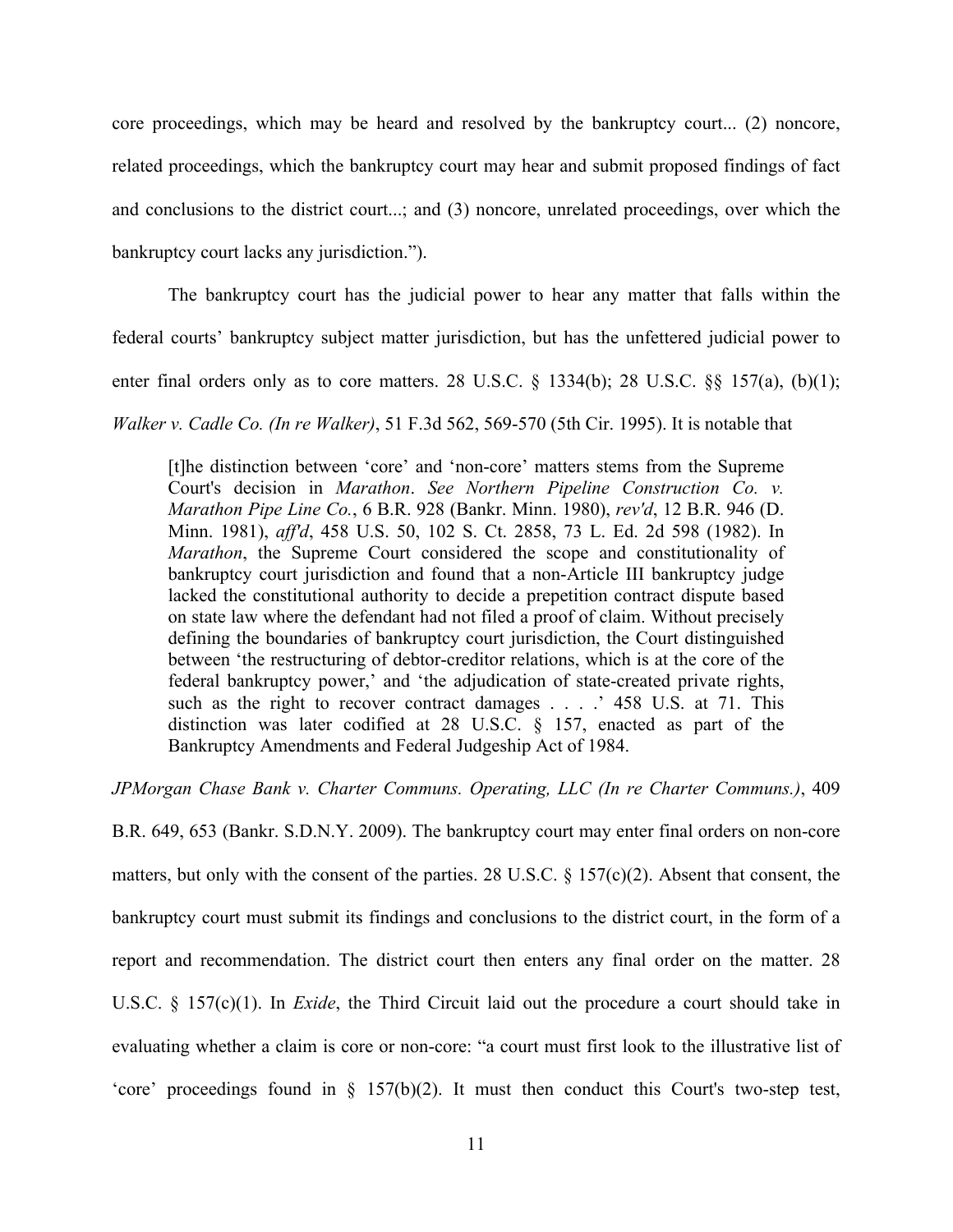core proceedings, which may be heard and resolved by the bankruptcy court... (2) noncore, related proceedings, which the bankruptcy court may hear and submit proposed findings of fact and conclusions to the district court...; and (3) noncore, unrelated proceedings, over which the bankruptcy court lacks any jurisdiction.").

The bankruptcy court has the judicial power to hear any matter that falls within the federal courts' bankruptcy subject matter jurisdiction, but has the unfettered judicial power to enter final orders only as to core matters. 28 U.S.C. § 1334(b); 28 U.S.C. §§ 157(a), (b)(1); *Walker v. Cadle Co. (In re Walker)*, 51 F.3d 562, 569-570 (5th Cir. 1995). It is notable that

> [t]he distinction between 'core' and 'non-core' matters stems from the Supreme Court's decision in *Marathon*. *See Northern Pipeline Construction Co. v. Marathon Pipe Line Co.*, 6 B.R. 928 (Bankr. Minn. 1980), *rev'd*, 12 B.R. 946 (D. Minn. 1981), *aff'd*, 458 U.S. 50, 102 S. Ct. 2858, 73 L. Ed. 2d 598 (1982). In *Marathon*, the Supreme Court considered the scope and constitutionality of bankruptcy court jurisdiction and found that a non-Article III bankruptcy judge lacked the constitutional authority to decide a prepetition contract dispute based on state law where the defendant had not filed a proof of claim. Without precisely defining the boundaries of bankruptcy court jurisdiction, the Court distinguished between 'the restructuring of debtor-creditor relations, which is at the core of the federal bankruptcy power,' and 'the adjudication of state-created private rights, such as the right to recover contract damages . . . .' 458 U.S. at 71. This distinction was later codified at 28 U.S.C. § 157, enacted as part of the Bankruptcy Amendments and Federal Judgeship Act of 1984.

*JPMorgan Chase Bank v. Charter Communs. Operating, LLC (In re Charter Communs.)*, 409 B.R. 649, 653 (Bankr. S.D.N.Y. 2009). The bankruptcy court may enter final orders on non-core matters, but only with the consent of the parties. 28 U.S.C. § 157(c)(2). Absent that consent, the bankruptcy court must submit its findings and conclusions to the district court, in the form of a report and recommendation. The district court then enters any final order on the matter. 28 U.S.C. § 157(c)(1). In *Exide*, the Third Circuit laid out the procedure a court should take in evaluating whether a claim is core or non-core: "a court must first look to the illustrative list of 'core' proceedings found in § 157(b)(2). It must then conduct this Court's two-step test,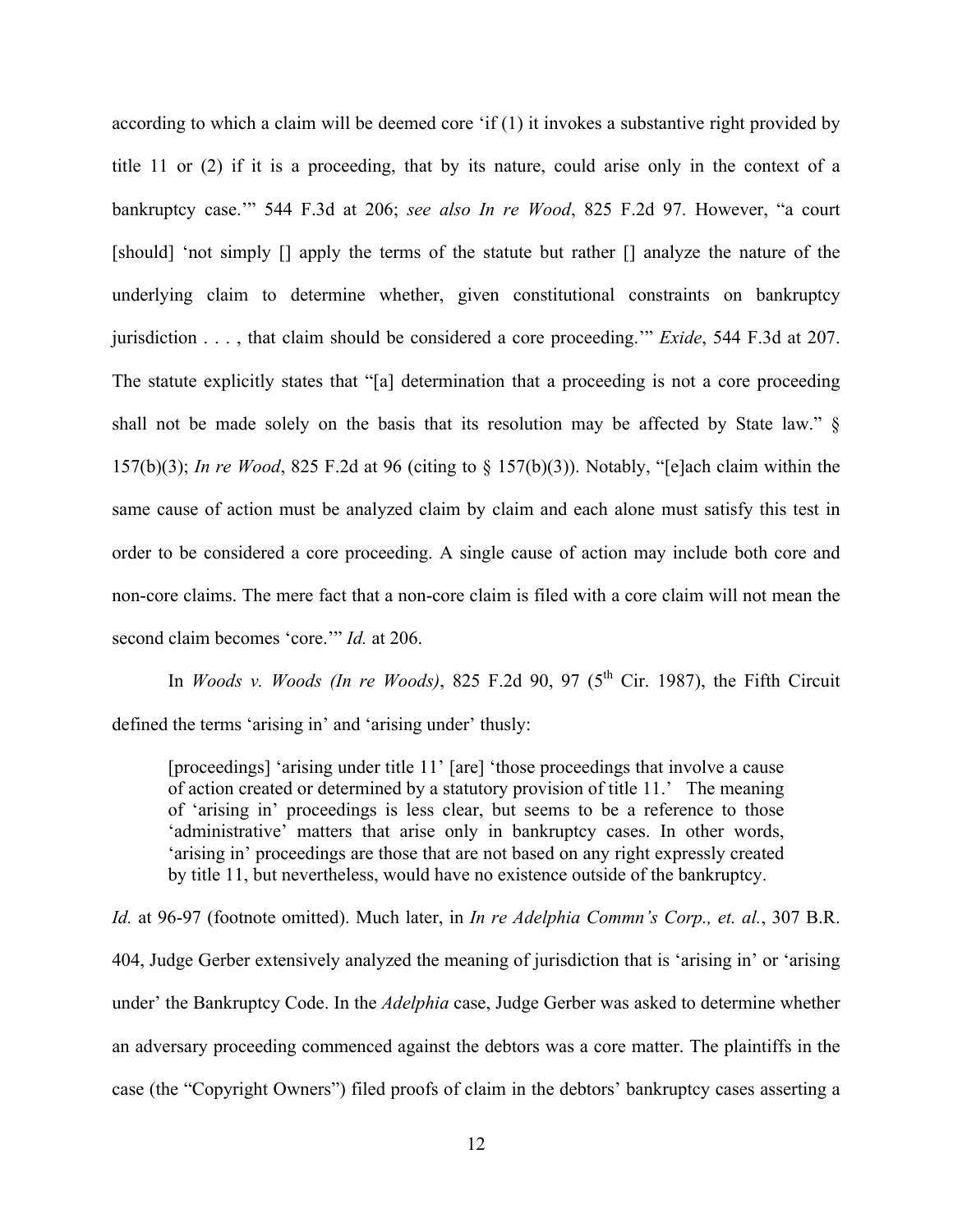according to which a claim will be deemed core 'if (1) it invokes a substantive right provided by title 11 or (2) if it is a proceeding, that by its nature, could arise only in the context of a bankruptcy case.'" 544 F.3d at 206; *see also In re Wood*, 825 F.2d 97. However, "a court [should] 'not simply [] apply the terms of the statute but rather [] analyze the nature of the underlying claim to determine whether, given constitutional constraints on bankruptcy jurisdiction . . . , that claim should be considered a core proceeding.'" *Exide*, 544 F.3d at 207. The statute explicitly states that "[a] determination that a proceeding is not a core proceeding shall not be made solely on the basis that its resolution may be affected by State law." § 157(b)(3); *In re Wood*, 825 F.2d at 96 (citing to § 157(b)(3)). Notably, "[e]ach claim within the same cause of action must be analyzed claim by claim and each alone must satisfy this test in order to be considered a core proceeding. A single cause of action may include both core and non-core claims. The mere fact that a non-core claim is filed with a core claim will not mean the second claim becomes 'core.'" *Id.* at 206.

In *Woods v. Woods (In re Woods)*, 825 F.2d 90, 97 (5th Cir. 1987), the Fifth Circuit defined the terms 'arising in' and 'arising under' thusly:

> [proceedings] 'arising under title 11' [are] 'those proceedings that involve a cause of action created or determined by a statutory provision of title 11.' The meaning of 'arising in' proceedings is less clear, but seems to be a reference to those 'administrative' matters that arise only in bankruptcy cases. In other words, 'arising in' proceedings are those that are not based on any right expressly created by title 11, but nevertheless, would have no existence outside of the bankruptcy.

*Id.* at 96-97 (footnote omitted). Much later, in *In re Adelphia Commn's Corp., et. al.*, 307 B.R. 404, Judge Gerber extensively analyzed the meaning of jurisdiction that is 'arising in' or 'arising under' the Bankruptcy Code. In the *Adelphia* case, Judge Gerber was asked to determine whether an adversary proceeding commenced against the debtors was a core matter. The plaintiffs in the case (the "Copyright Owners") filed proofs of claim in the debtors' bankruptcy cases asserting a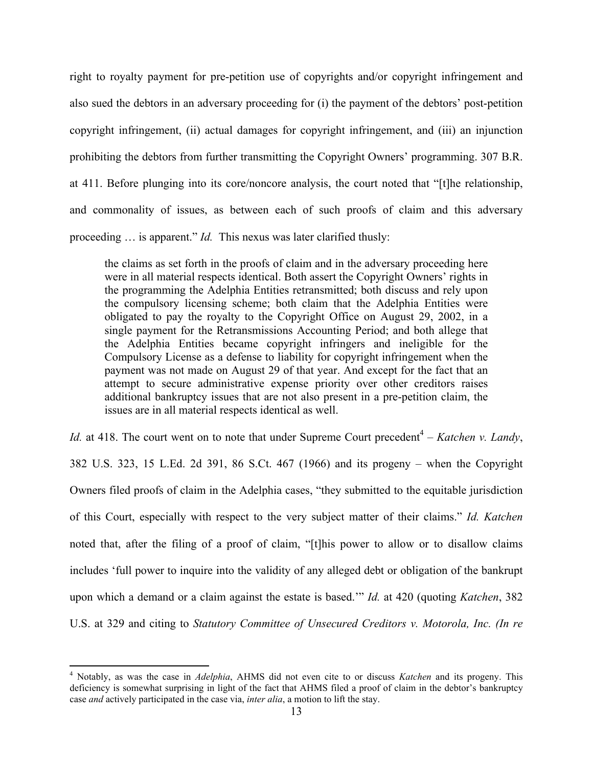right to royalty payment for pre-petition use of copyrights and/or copyright infringement and also sued the debtors in an adversary proceeding for (i) the payment of the debtors' post-petition copyright infringement, (ii) actual damages for copyright infringement, and (iii) an injunction prohibiting the debtors from further transmitting the Copyright Owners' programming. 307 B.R. at 411. Before plunging into its core/noncore analysis, the court noted that "[t]he relationship, and commonality of issues, as between each of such proofs of claim and this adversary proceeding … is apparent." *Id.* This nexus was later clarified thusly:

> the claims as set forth in the proofs of claim and in the adversary proceeding here were in all material respects identical. Both assert the Copyright Owners' rights in the programming the Adelphia Entities retransmitted; both discuss and rely upon the compulsory licensing scheme; both claim that the Adelphia Entities were obligated to pay the royalty to the Copyright Office on August 29, 2002, in a single payment for the Retransmissions Accounting Period; and both allege that the Adelphia Entities became copyright infringers and ineligible for the Compulsory License as a defense to liability for copyright infringement when the payment was not made on August 29 of that year. And except for the fact that an attempt to secure administrative expense priority over other creditors raises additional bankruptcy issues that are not also present in a pre-petition claim, the issues are in all material respects identical as well.

*Id.* at 418. The court went on to note that under Supreme Court precedent[4] – *Katchen v. Landy*, 382 U.S. 323, 15 L.Ed. 2d 391, 86 S.Ct. 467 (1966) and its progeny – when the Copyright Owners filed proofs of claim in the Adelphia cases, "they submitted to the equitable jurisdiction of this Court, especially with respect to the very subject matter of their claims." *Id. Katchen* noted that, after the filing of a proof of claim, "[t]his power to allow or to disallow claims includes 'full power to inquire into the validity of any alleged debt or obligation of the bankrupt upon which a demand or a claim against the estate is based.'" *Id.* at 420 (quoting *Katchen*, 382 U.S. at 329 and citing to *Statutory Committee of Unsecured Creditors v. Motorola, Inc. (In re*

---

[4] Notably, as was the case in *Adelphia*, AHMS did not even cite to or discuss *Katchen* and its progeny. This deficiency is somewhat surprising in light of the fact that AHMS filed a proof of claim in the debtor's bankruptcy case *and* actively participated in the case via, *inter alia*, a motion to lift the stay.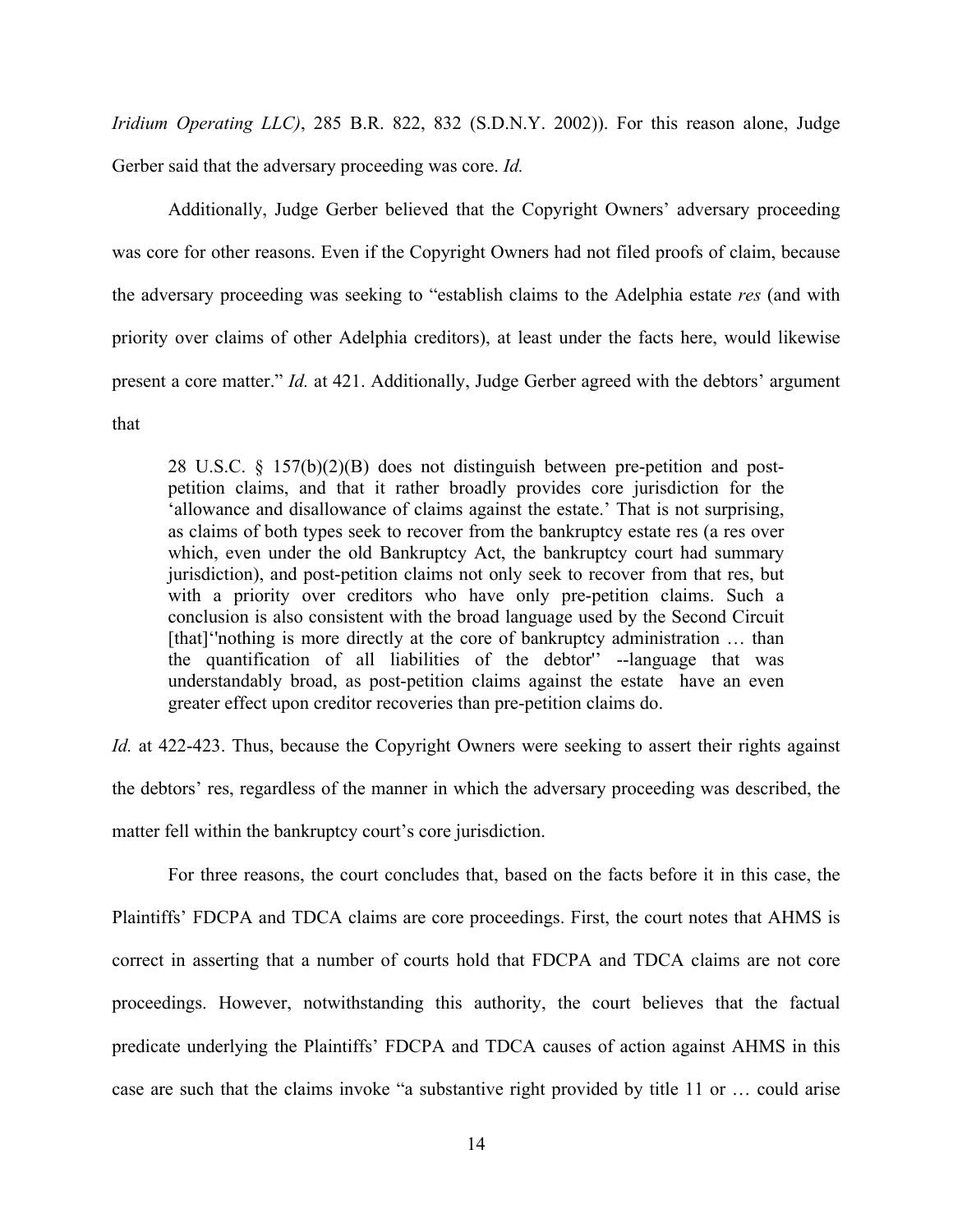*Iridium Operating LLC)*, 285 B.R. 822, 832 (S.D.N.Y. 2002)). For this reason alone, Judge Gerber said that the adversary proceeding was core. *Id.*

Additionally, Judge Gerber believed that the Copyright Owners' adversary proceeding was core for other reasons. Even if the Copyright Owners had not filed proofs of claim, because the adversary proceeding was seeking to "establish claims to the Adelphia estate *res* (and with priority over claims of other Adelphia creditors), at least under the facts here, would likewise present a core matter." *Id.* at 421. Additionally, Judge Gerber agreed with the debtors' argument that

> 28 U.S.C. § 157(b)(2)(B) does not distinguish between pre-petition and post-petition claims, and that it rather broadly provides core jurisdiction for the 'allowance and disallowance of claims against the estate.' That is not surprising, as claims of both types seek to recover from the bankruptcy estate res (a res over which, even under the old Bankruptcy Act, the bankruptcy court had summary jurisdiction), and post-petition claims not only seek to recover from that res, but with a priority over creditors who have only pre-petition claims. Such a conclusion is also consistent with the broad language used by the Second Circuit [that]''nothing is more directly at the core of bankruptcy administration … than the quantification of all liabilities of the debtor'' --language that was understandably broad, as post-petition claims against the estate have an even greater effect upon creditor recoveries than pre-petition claims do.

*Id.* at 422-423. Thus, because the Copyright Owners were seeking to assert their rights against the debtors' res, regardless of the manner in which the adversary proceeding was described, the matter fell within the bankruptcy court's core jurisdiction.

For three reasons, the court concludes that, based on the facts before it in this case, the Plaintiffs' FDCPA and TDCA claims are core proceedings. First, the court notes that AHMS is correct in asserting that a number of courts hold that FDCPA and TDCA claims are not core proceedings. However, notwithstanding this authority, the court believes that the factual predicate underlying the Plaintiffs' FDCPA and TDCA causes of action against AHMS in this case are such that the claims invoke "a substantive right provided by title 11 or … could arise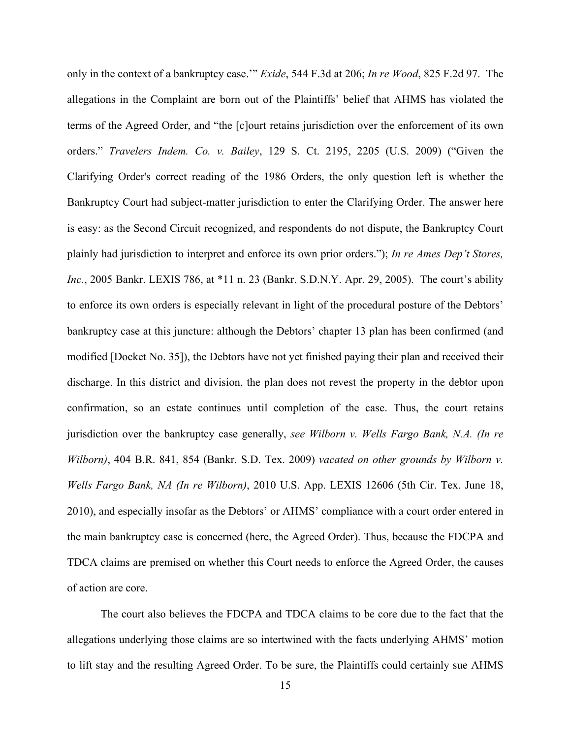only in the context of a bankruptcy case.'" *Exide*, 544 F.3d at 206; *In re Wood*, 825 F.2d 97. The allegations in the Complaint are born out of the Plaintiffs' belief that AHMS has violated the terms of the Agreed Order, and "the [c]ourt retains jurisdiction over the enforcement of its own orders." *Travelers Indem. Co. v. Bailey*, 129 S. Ct. 2195, 2205 (U.S. 2009) ("Given the Clarifying Order's correct reading of the 1986 Orders, the only question left is whether the Bankruptcy Court had subject-matter jurisdiction to enter the Clarifying Order. The answer here is easy: as the Second Circuit recognized, and respondents do not dispute, the Bankruptcy Court plainly had jurisdiction to interpret and enforce its own prior orders."); *In re Ames Dep't Stores, Inc.*, 2005 Bankr. LEXIS 786, at *11 n. 23 (Bankr. S.D.N.Y. Apr. 29, 2005). The court's ability to enforce its own orders is especially relevant in light of the procedural posture of the Debtors' bankruptcy case at this juncture: although the Debtors' chapter 13 plan has been confirmed (and modified [Docket No. 35]), the Debtors have not yet finished paying their plan and received their discharge. In this district and division, the plan does not revest the property in the debtor upon confirmation, so an estate continues until completion of the case. Thus, the court retains jurisdiction over the bankruptcy case generally, *see Wilborn v. Wells Fargo Bank, N.A. (In re Wilborn)*, 404 B.R. 841, 854 (Bankr. S.D. Tex. 2009) *vacated on other grounds by Wilborn v. Wells Fargo Bank, NA (In re Wilborn)*, 2010 U.S. App. LEXIS 12606 (5th Cir. Tex. June 18, 2010), and especially insofar as the Debtors' or AHMS' compliance with a court order entered in the main bankruptcy case is concerned (here, the Agreed Order). Thus, because the FDCPA and TDCA claims are premised on whether this Court needs to enforce the Agreed Order, the causes of action are core.

The court also believes the FDCPA and TDCA claims to be core due to the fact that the allegations underlying those claims are so intertwined with the facts underlying AHMS' motion to lift stay and the resulting Agreed Order. To be sure, the Plaintiffs could certainly sue AHMS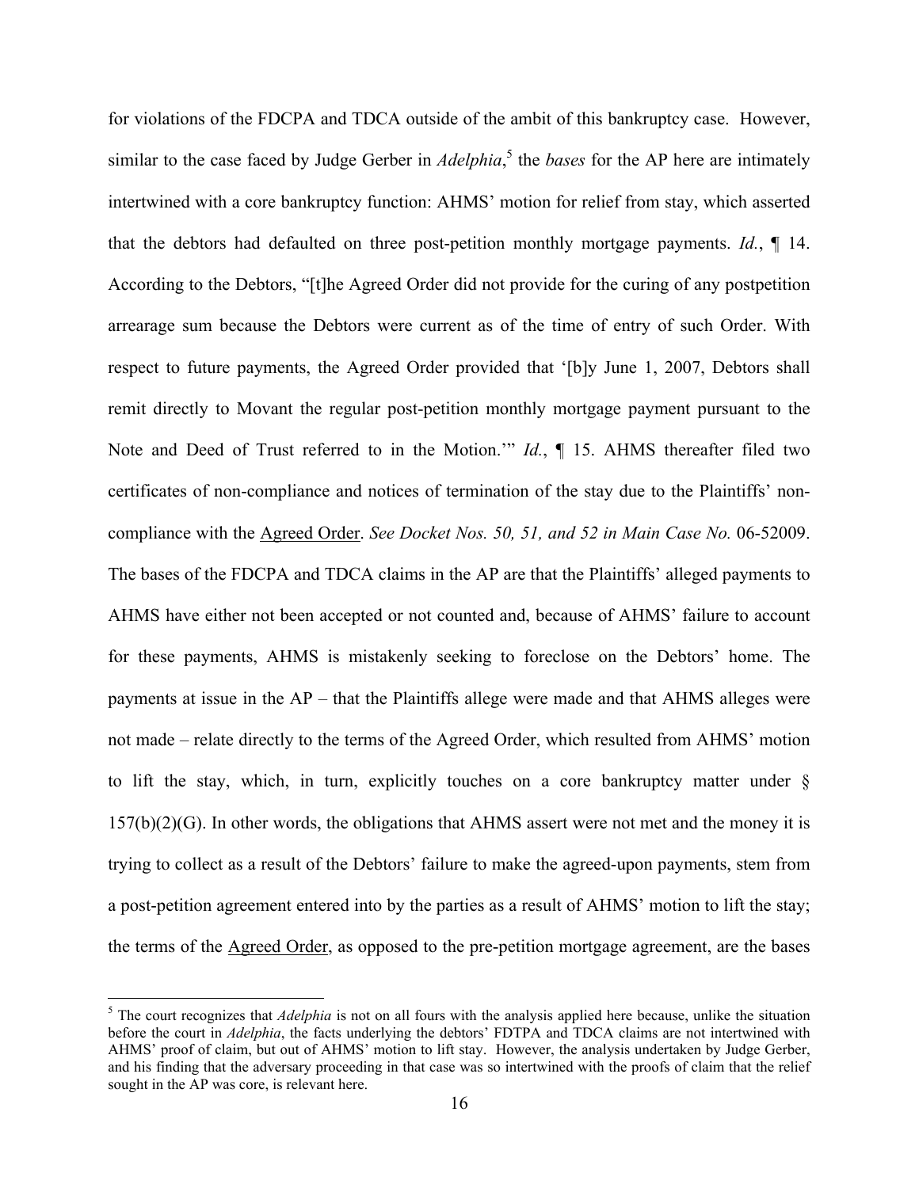for violations of the FDCPA and TDCA outside of the ambit of this bankruptcy case. However, similar to the case faced by Judge Gerber in *Adelphia*,[5] the *bases* for the AP here are intimately intertwined with a core bankruptcy function: AHMS' motion for relief from stay, which asserted that the debtors had defaulted on three post-petition monthly mortgage payments. *Id.*, ¶ 14. According to the Debtors, "[t]he Agreed Order did not provide for the curing of any postpetition arrearage sum because the Debtors were current as of the time of entry of such Order. With respect to future payments, the Agreed Order provided that '[b]y June 1, 2007, Debtors shall remit directly to Movant the regular post-petition monthly mortgage payment pursuant to the Note and Deed of Trust referred to in the Motion.'" *Id.*, ¶ 15. AHMS thereafter filed two certificates of non-compliance and notices of termination of the stay due to the Plaintiffs' non-compliance with the Agreed Order. *See Docket Nos. 50, 51, and 52 in Main Case No.* 06-52009. The bases of the FDCPA and TDCA claims in the AP are that the Plaintiffs' alleged payments to AHMS have either not been accepted or not counted and, because of AHMS' failure to account for these payments, AHMS is mistakenly seeking to foreclose on the Debtors' home. The payments at issue in the AP – that the Plaintiffs allege were made and that AHMS alleges were not made – relate directly to the terms of the Agreed Order, which resulted from AHMS' motion to lift the stay, which, in turn, explicitly touches on a core bankruptcy matter under § 157(b)(2)(G). In other words, the obligations that AHMS assert were not met and the money it is trying to collect as a result of the Debtors' failure to make the agreed-upon payments, stem from a post-petition agreement entered into by the parties as a result of AHMS' motion to lift the stay; the terms of the Agreed Order, as opposed to the pre-petition mortgage agreement, are the bases

---

[5] The court recognizes that *Adelphia* is not on all fours with the analysis applied here because, unlike the situation before the court in *Adelphia*, the facts underlying the debtors' FDTPA and TDCA claims are not intertwined with AHMS' proof of claim, but out of AHMS' motion to lift stay. However, the analysis undertaken by Judge Gerber, and his finding that the adversary proceeding in that case was so intertwined with the proofs of claim that the relief sought in the AP was core, is relevant here.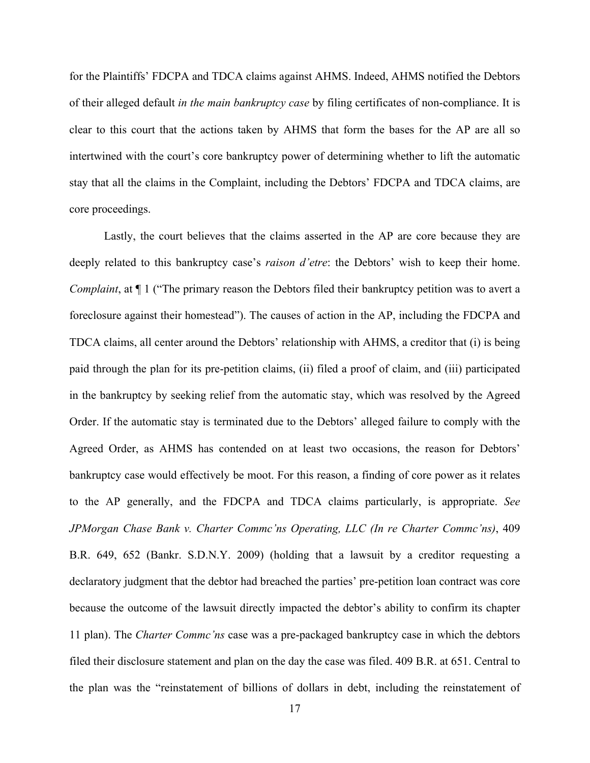for the Plaintiffs' FDCPA and TDCA claims against AHMS. Indeed, AHMS notified the Debtors of their alleged default *in the main bankruptcy case* by filing certificates of non-compliance. It is clear to this court that the actions taken by AHMS that form the bases for the AP are all so intertwined with the court's core bankruptcy power of determining whether to lift the automatic stay that all the claims in the Complaint, including the Debtors' FDCPA and TDCA claims, are core proceedings.

Lastly, the court believes that the claims asserted in the AP are core because they are deeply related to this bankruptcy case's *raison d'etre*: the Debtors' wish to keep their home. *Complaint*, at ¶ 1 ("The primary reason the Debtors filed their bankruptcy petition was to avert a foreclosure against their homestead"). The causes of action in the AP, including the FDCPA and TDCA claims, all center around the Debtors' relationship with AHMS, a creditor that (i) is being paid through the plan for its pre-petition claims, (ii) filed a proof of claim, and (iii) participated in the bankruptcy by seeking relief from the automatic stay, which was resolved by the Agreed Order. If the automatic stay is terminated due to the Debtors' alleged failure to comply with the Agreed Order, as AHMS has contended on at least two occasions, the reason for Debtors' bankruptcy case would effectively be moot. For this reason, a finding of core power as it relates to the AP generally, and the FDCPA and TDCA claims particularly, is appropriate. *See JPMorgan Chase Bank v. Charter Commc'ns Operating, LLC (In re Charter Commc'ns)*, 409 B.R. 649, 652 (Bankr. S.D.N.Y. 2009) (holding that a lawsuit by a creditor requesting a declaratory judgment that the debtor had breached the parties' pre-petition loan contract was core because the outcome of the lawsuit directly impacted the debtor's ability to confirm its chapter 11 plan). The *Charter Commc'ns* case was a pre-packaged bankruptcy case in which the debtors filed their disclosure statement and plan on the day the case was filed. 409 B.R. at 651. Central to the plan was the "reinstatement of billions of dollars in debt, including the reinstatement of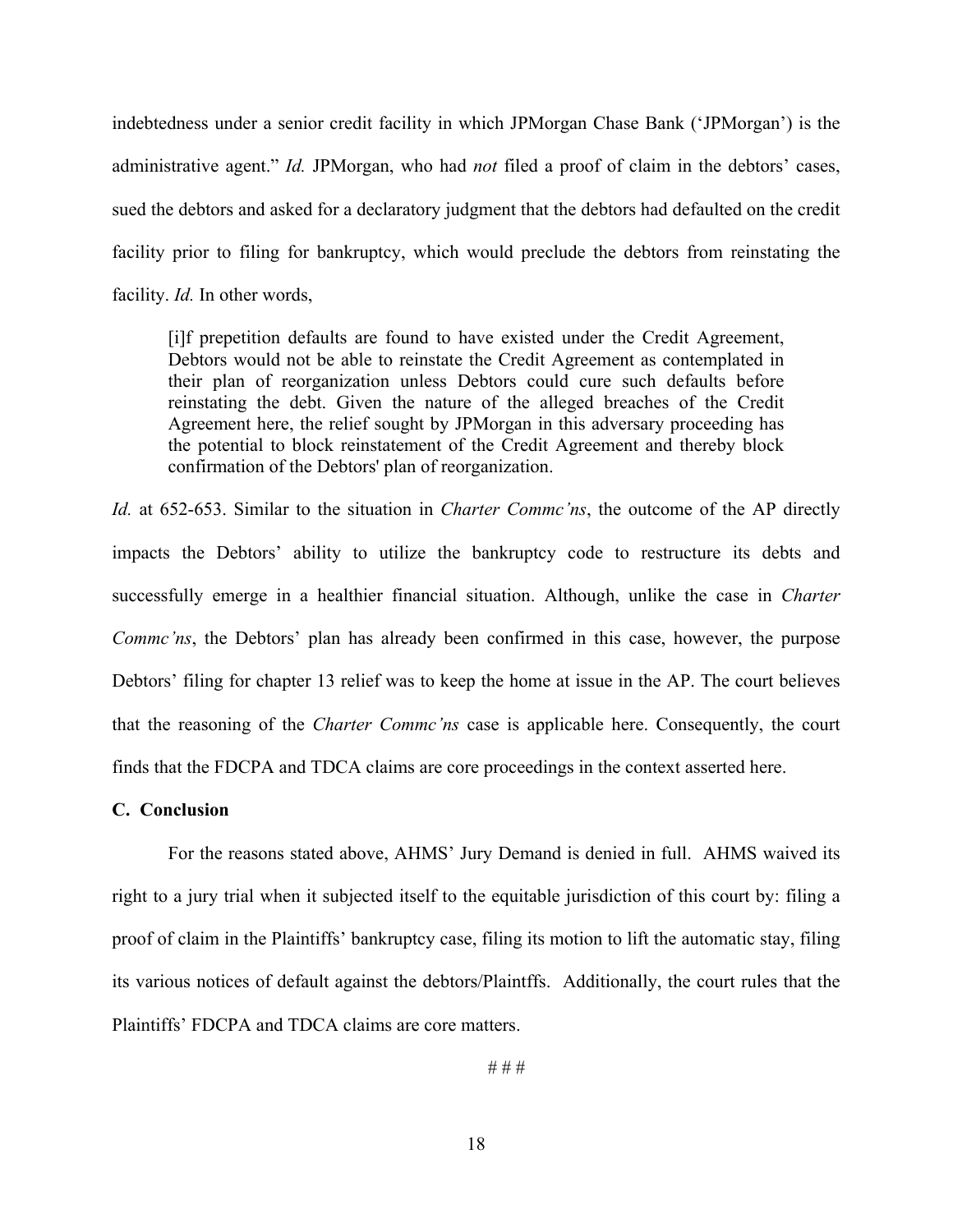indebtedness under a senior credit facility in which JPMorgan Chase Bank ('JPMorgan') is the administrative agent." *Id.* JPMorgan, who had *not* filed a proof of claim in the debtors' cases, sued the debtors and asked for a declaratory judgment that the debtors had defaulted on the credit facility prior to filing for bankruptcy, which would preclude the debtors from reinstating the facility. *Id.* In other words,

> [i]f prepetition defaults are found to have existed under the Credit Agreement, Debtors would not be able to reinstate the Credit Agreement as contemplated in their plan of reorganization unless Debtors could cure such defaults before reinstating the debt. Given the nature of the alleged breaches of the Credit Agreement here, the relief sought by JPMorgan in this adversary proceeding has the potential to block reinstatement of the Credit Agreement and thereby block confirmation of the Debtors' plan of reorganization.

*Id.* at 652-653. Similar to the situation in *Charter Commc'ns*, the outcome of the AP directly impacts the Debtors' ability to utilize the bankruptcy code to restructure its debts and successfully emerge in a healthier financial situation. Although, unlike the case in *Charter Commc'ns*, the Debtors' plan has already been confirmed in this case, however, the purpose Debtors' filing for chapter 13 relief was to keep the home at issue in the AP. The court believes that the reasoning of the *Charter Commc'ns* case is applicable here. Consequently, the court finds that the FDCPA and TDCA claims are core proceedings in the context asserted here.

**C. Conclusion**

For the reasons stated above, AHMS' Jury Demand is denied in full. AHMS waived its right to a jury trial when it subjected itself to the equitable jurisdiction of this court by: filing a proof of claim in the Plaintiffs' bankruptcy case, filing its motion to lift the automatic stay, filing its various notices of default against the debtors/Plaintffs. Additionally, the court rules that the Plaintiffs' FDCPA and TDCA claims are core matters.

# # #